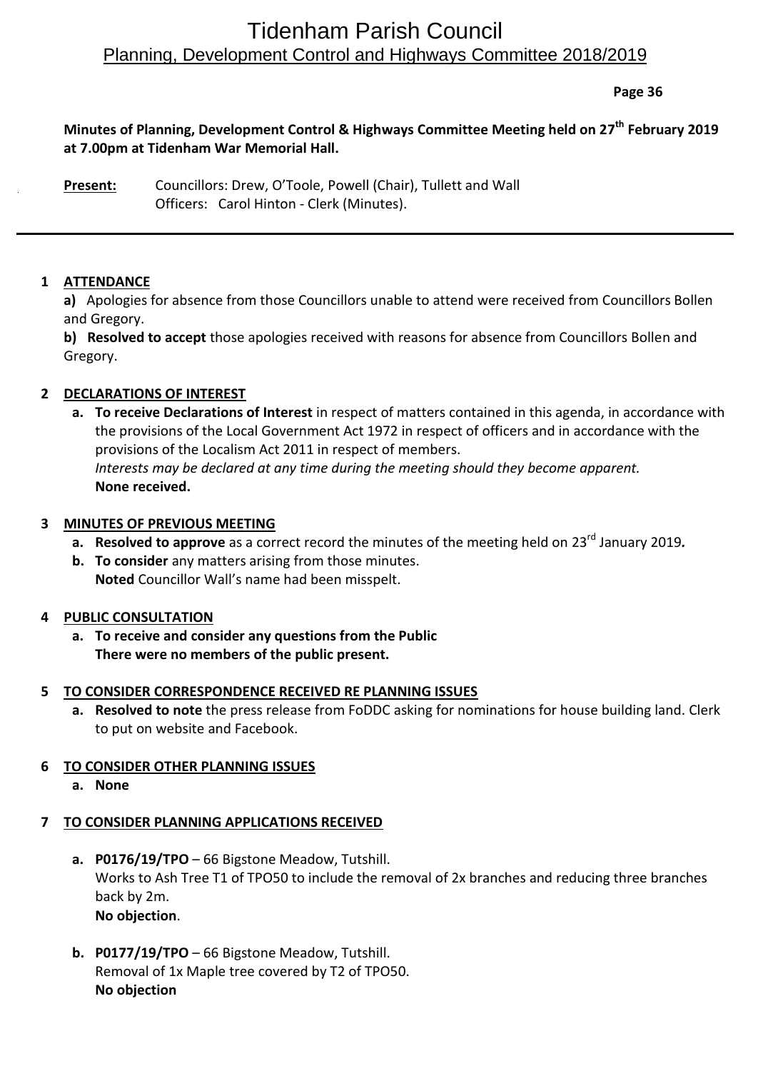# Tidenham Parish Council

## Planning, Development Control and Highways Committee 2018/2019

**Minutes of Planning, Development Control & Highways Committee Meeting held on 27th February 2019 at 7.00pm at Tidenham War Memorial Hall.**

**Present:** Councillors: Drew, O'Toole, Powell (Chair), Tullett and Wall
Officers: Carol Hinton - Clerk (Minutes).

---

**1 ATTENDANCE**

**a)** Apologies for absence from those Councillors unable to attend were received from Councillors Bollen and Gregory.

**b) Resolved to accept** those apologies received with reasons for absence from Councillors Bollen and Gregory.

**2 DECLARATIONS OF INTEREST**

a. **To receive Declarations of Interest** in respect of matters contained in this agenda, in accordance with the provisions of the Local Government Act 1972 in respect of officers and in accordance with the provisions of the Localism Act 2011 in respect of members.
*Interests may be declared at any time during the meeting should they become apparent.*
**None received.**

**3 MINUTES OF PREVIOUS MEETING**

a. **Resolved to approve** as a correct record the minutes of the meeting held on 23rd January 2019**.**
b. **To consider** any matters arising from those minutes.
**Noted** Councillor Wall's name had been misspelt.

**4 PUBLIC CONSULTATION**

a. **To receive and consider any questions from the Public**
**There were no members of the public present.**

**5 TO CONSIDER CORRESPONDENCE RECEIVED RE PLANNING ISSUES**

a. **Resolved to note** the press release from FoDDC asking for nominations for house building land. Clerk to put on website and Facebook.

**6 TO CONSIDER OTHER PLANNING ISSUES**

a. **None**

**7 TO CONSIDER PLANNING APPLICATIONS RECEIVED**

a. **P0176/19/TPO** – 66 Bigstone Meadow, Tutshill.
Works to Ash Tree T1 of TPO50 to include the removal of 2x branches and reducing three branches back by 2m.
**No objection**.

b. **P0177/19/TPO** – 66 Bigstone Meadow, Tutshill.
Removal of 1x Maple tree covered by T2 of TPO50.
**No objection**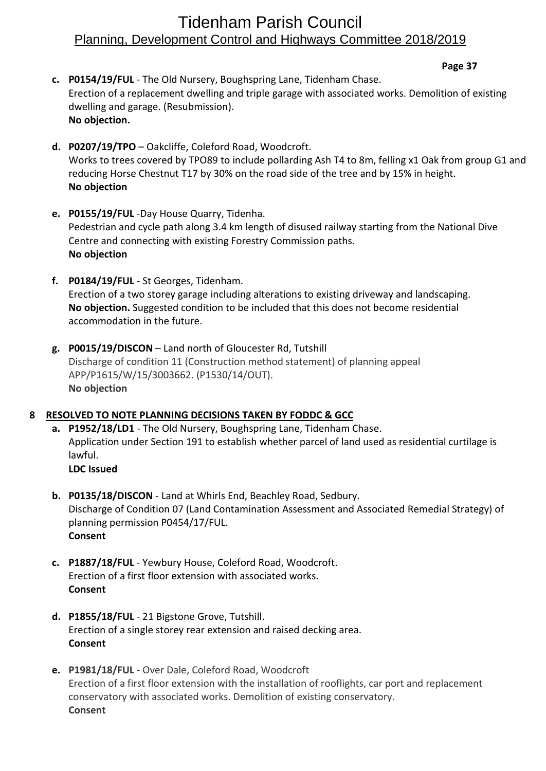- **c. P0154/19/FUL** - The Old Nursery, Boughspring Lane, Tidenham Chase.
  Erection of a replacement dwelling and triple garage with associated works. Demolition of existing dwelling and garage. (Resubmission).
  **No objection.**

- **d. P0207/19/TPO** – Oakcliffe, Coleford Road, Woodcroft.
  Works to trees covered by TPO89 to include pollarding Ash T4 to 8m, felling x1 Oak from group G1 and reducing Horse Chestnut T17 by 30% on the road side of the tree and by 15% in height.
  **No objection**

- **e. P0155/19/FUL** -Day House Quarry, Tidenha.
  Pedestrian and cycle path along 3.4 km length of disused railway starting from the National Dive Centre and connecting with existing Forestry Commission paths.
  **No objection**

- **f. P0184/19/FUL** - St Georges, Tidenham.
  Erection of a two storey garage including alterations to existing driveway and landscaping.
  **No objection.** Suggested condition to be included that this does not become residential accommodation in the future.

- **g. P0015/19/DISCON** – Land north of Gloucester Rd, Tutshill
  Discharge of condition 11 (Construction method statement) of planning appeal APP/P1615/W/15/3003662. (P1530/14/OUT).
  **No objection**

## 8 RESOLVED TO NOTE PLANNING DECISIONS TAKEN BY FODDC & GCC

- **a. P1952/18/LD1** - The Old Nursery, Boughspring Lane, Tidenham Chase.
  Application under Section 191 to establish whether parcel of land used as residential curtilage is lawful.
  **LDC Issued**

- **b. P0135/18/DISCON** - Land at Whirls End, Beachley Road, Sedbury.
  Discharge of Condition 07 (Land Contamination Assessment and Associated Remedial Strategy) of planning permission P0454/17/FUL.
  **Consent**

- **c. P1887/18/FUL** - Yewbury House, Coleford Road, Woodcroft.
  Erection of a first floor extension with associated works.
  **Consent**

- **d. P1855/18/FUL** - 21 Bigstone Grove, Tutshill.
  Erection of a single storey rear extension and raised decking area.
  **Consent**

- **e. P1981/18/FUL** - Over Dale, Coleford Road, Woodcroft
  Erection of a first floor extension with the installation of rooflights, car port and replacement conservatory with associated works. Demolition of existing conservatory.
  **Consent**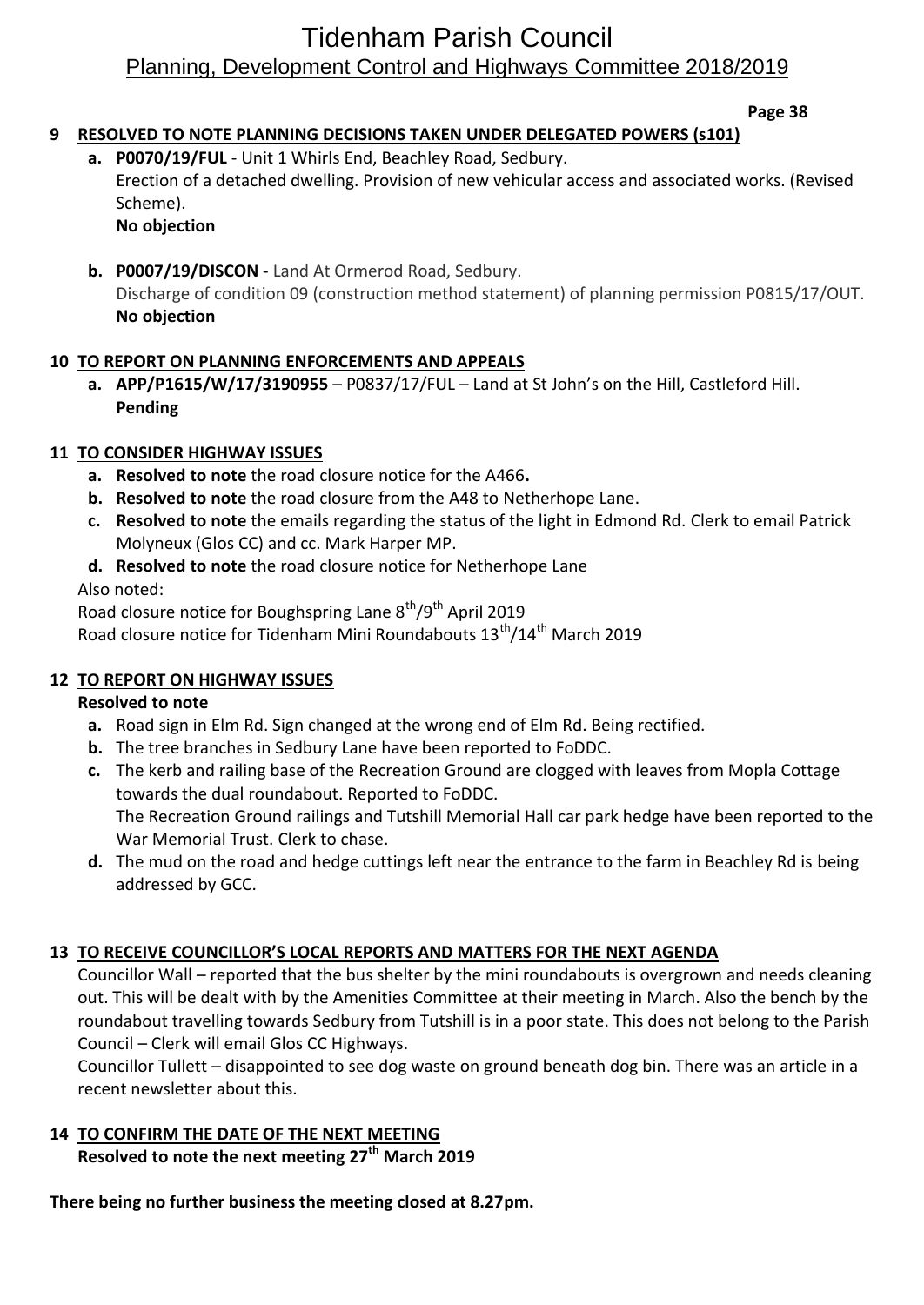# Tidenham Parish Council

## Planning, Development Control and Highways Committee 2018/2019

**Page 38**

### 9 RESOLVED TO NOTE PLANNING DECISIONS TAKEN UNDER DELEGATED POWERS (s101)

**a. P0070/19/FUL** - Unit 1 Whirls End, Beachley Road, Sedbury.
Erection of a detached dwelling. Provision of new vehicular access and associated works. (Revised Scheme).
**No objection**

**b. P0007/19/DISCON** - Land At Ormerod Road, Sedbury.
Discharge of condition 09 (construction method statement) of planning permission P0815/17/OUT.
**No objection**

### 10 TO REPORT ON PLANNING ENFORCEMENTS AND APPEALS

**a. APP/P1615/W/17/3190955** – P0837/17/FUL – Land at St John's on the Hill, Castleford Hill.
**Pending**

### 11 TO CONSIDER HIGHWAY ISSUES

a. **Resolved to note** the road closure notice for the A466**.**
b. **Resolved to note** the road closure from the A48 to Netherhope Lane.
c. **Resolved to note** the emails regarding the status of the light in Edmond Rd. Clerk to email Patrick Molyneux (Glos CC) and cc. Mark Harper MP.
d. **Resolved to note** the road closure notice for Netherhope Lane

Also noted:
Road closure notice for Boughspring Lane 8th/9th April 2019
Road closure notice for Tidenham Mini Roundabouts 13th/14th March 2019

### 12 TO REPORT ON HIGHWAY ISSUES

**Resolved to note**

a. Road sign in Elm Rd. Sign changed at the wrong end of Elm Rd. Being rectified.
b. The tree branches in Sedbury Lane have been reported to FoDDC.
c. The kerb and railing base of the Recreation Ground are clogged with leaves from Mopla Cottage towards the dual roundabout. Reported to FoDDC.
The Recreation Ground railings and Tutshill Memorial Hall car park hedge have been reported to the War Memorial Trust. Clerk to chase.
d. The mud on the road and hedge cuttings left near the entrance to the farm in Beachley Rd is being addressed by GCC.

### 13 TO RECEIVE COUNCILLOR'S LOCAL REPORTS AND MATTERS FOR THE NEXT AGENDA

Councillor Wall – reported that the bus shelter by the mini roundabouts is overgrown and needs cleaning out. This will be dealt with by the Amenities Committee at their meeting in March. Also the bench by the roundabout travelling towards Sedbury from Tutshill is in a poor state. This does not belong to the Parish Council – Clerk will email Glos CC Highways.

Councillor Tullett – disappointed to see dog waste on ground beneath dog bin. There was an article in a recent newsletter about this.

### 14 TO CONFIRM THE DATE OF THE NEXT MEETING

**Resolved to note the next meeting 27th March 2019**

**There being no further business the meeting closed at 8.27pm.**